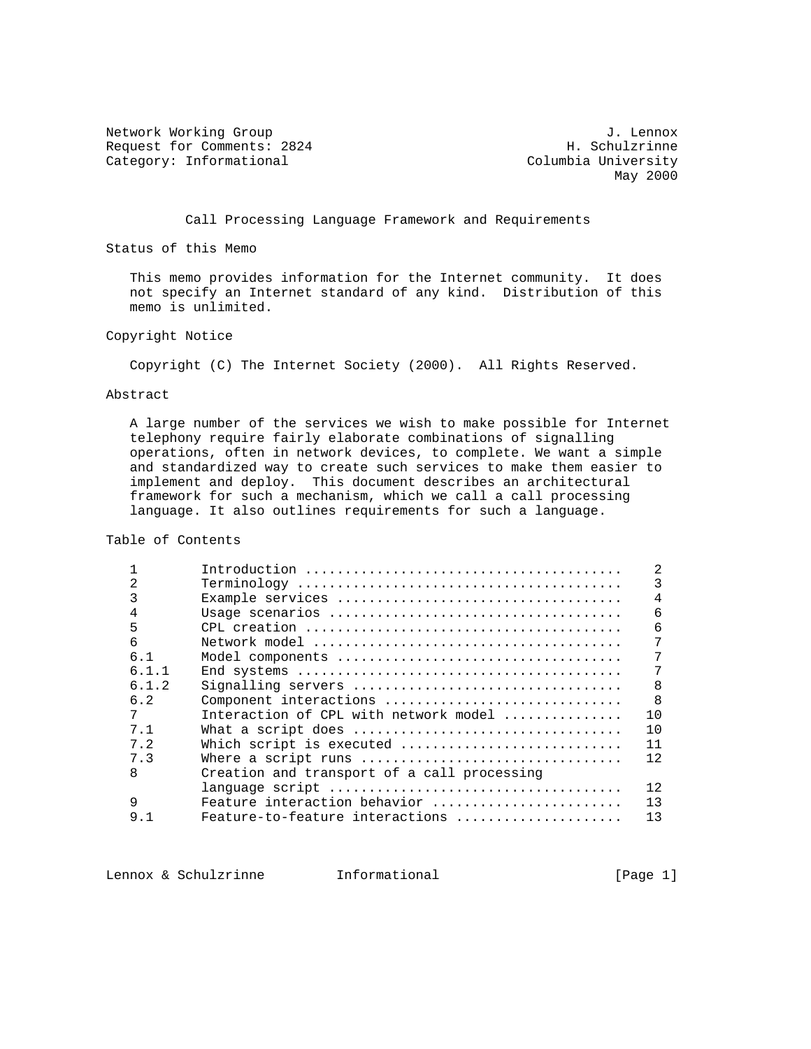Network Working Group J. Lennox
Request for Comments: 2824 H. Schulzrinne
Category: Informational Columbia University
May 2000

# Call Processing Language Framework and Requirements

## Status of this Memo

This memo provides information for the Internet community. It does not specify an Internet standard of any kind. Distribution of this memo is unlimited.

## Copyright Notice

Copyright (C) The Internet Society (2000). All Rights Reserved.

## Abstract

A large number of the services we wish to make possible for Internet telephony require fairly elaborate combinations of signalling operations, often in network devices, to complete. We want a simple and standardized way to create such services to make them easier to implement and deploy. This document describes an architectural framework for such a mechanism, which we call a call processing language. It also outlines requirements for such a language.

## Table of Contents

| | | |
|---|---|---|
| 1 | Introduction | 2 |
| 2 | Terminology | 3 |
| 3 | Example services | 4 |
| 4 | Usage scenarios | 6 |
| 5 | CPL creation | 6 |
| 6 | Network model | 7 |
| 6.1 | Model components | 7 |
| 6.1.1 | End systems | 7 |
| 6.1.2 | Signalling servers | 8 |
| 6.2 | Component interactions | 8 |
| 7 | Interaction of CPL with network model | 10 |
| 7.1 | What a script does | 10 |
| 7.2 | Which script is executed | 11 |
| 7.3 | Where a script runs | 12 |
| 8 | Creation and transport of a call processing language script | 12 |
| 9 | Feature interaction behavior | 13 |
| 9.1 | Feature-to-feature interactions | 13 |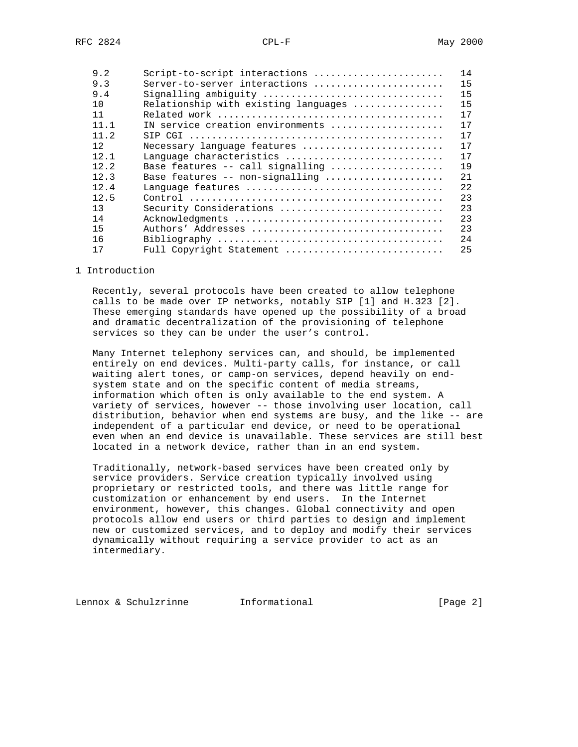| | | |
|---|---|---|
| 9.2 | Script-to-script interactions | 14 |
| 9.3 | Server-to-server interactions | 15 |
| 9.4 | Signalling ambiguity | 15 |
| 10 | Relationship with existing languages | 15 |
| 11 | Related work | 17 |
| 11.1 | IN service creation environments | 17 |
| 11.2 | SIP CGI | 17 |
| 12 | Necessary language features | 17 |
| 12.1 | Language characteristics | 17 |
| 12.2 | Base features -- call signalling | 19 |
| 12.3 | Base features -- non-signalling | 21 |
| 12.4 | Language features | 22 |
| 12.5 | Control | 23 |
| 13 | Security Considerations | 23 |
| 14 | Acknowledgments | 23 |
| 15 | Authors' Addresses | 23 |
| 16 | Bibliography | 24 |
| 17 | Full Copyright Statement | 25 |

# 1 Introduction

Recently, several protocols have been created to allow telephone calls to be made over IP networks, notably SIP [1] and H.323 [2]. These emerging standards have opened up the possibility of a broad and dramatic decentralization of the provisioning of telephone services so they can be under the user's control.

Many Internet telephony services can, and should, be implemented entirely on end devices. Multi-party calls, for instance, or call waiting alert tones, or camp-on services, depend heavily on end-system state and on the specific content of media streams, information which often is only available to the end system. A variety of services, however -- those involving user location, call distribution, behavior when end systems are busy, and the like -- are independent of a particular end device, or need to be operational even when an end device is unavailable. These services are still best located in a network device, rather than in an end system.

Traditionally, network-based services have been created only by service providers. Service creation typically involved using proprietary or restricted tools, and there was little range for customization or enhancement by end users. In the Internet environment, however, this changes. Global connectivity and open protocols allow end users or third parties to design and implement new or customized services, and to deploy and modify their services dynamically without requiring a service provider to act as an intermediary.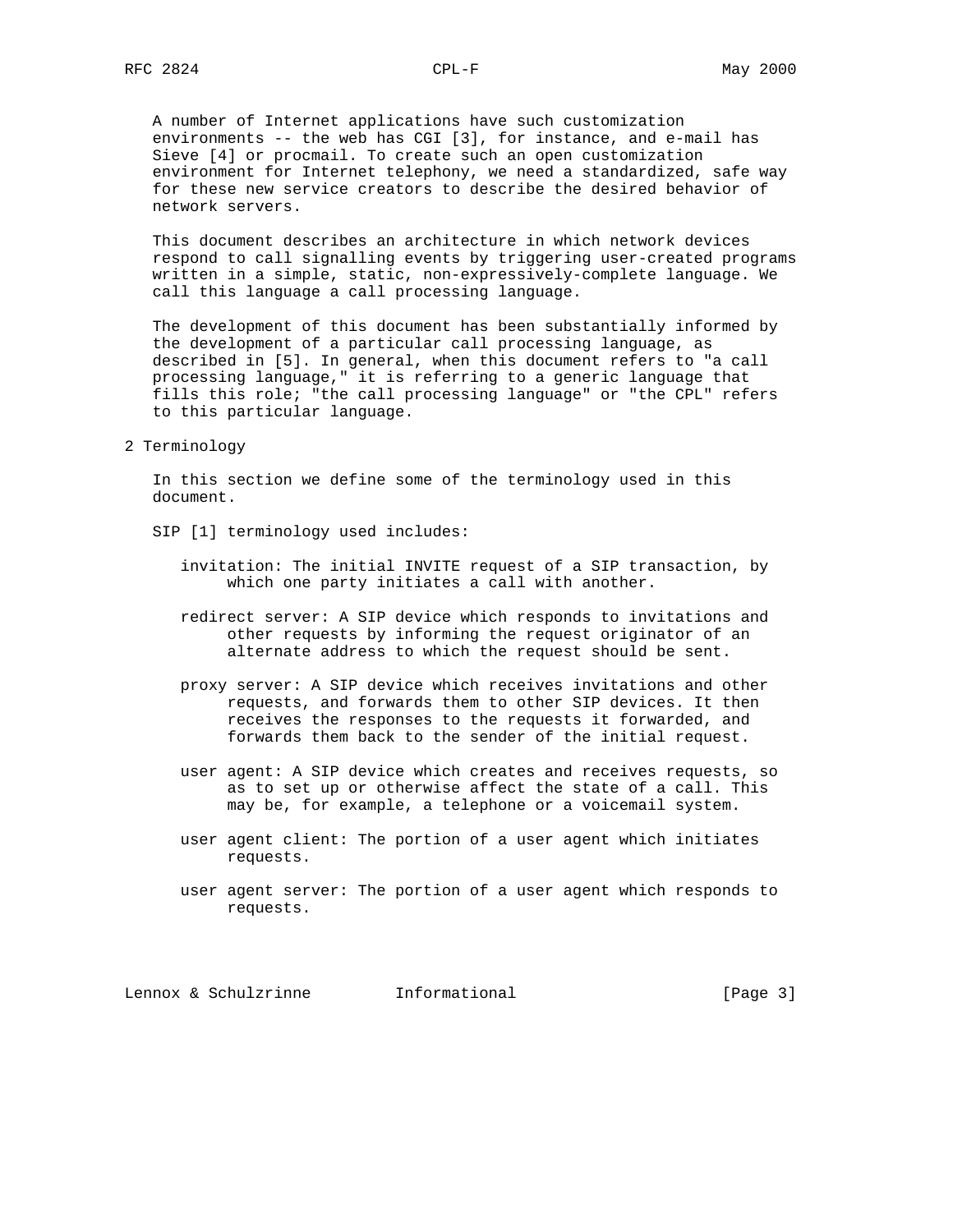A number of Internet applications have such customization environments -- the web has CGI [3], for instance, and e-mail has Sieve [4] or procmail. To create such an open customization environment for Internet telephony, we need a standardized, safe way for these new service creators to describe the desired behavior of network servers.

This document describes an architecture in which network devices respond to call signalling events by triggering user-created programs written in a simple, static, non-expressively-complete language. We call this language a call processing language.

The development of this document has been substantially informed by the development of a particular call processing language, as described in [5]. In general, when this document refers to "a call processing language," it is referring to a generic language that fills this role; "the call processing language" or "the CPL" refers to this particular language.

## 2 Terminology

In this section we define some of the terminology used in this document.

SIP [1] terminology used includes:

- invitation: The initial INVITE request of a SIP transaction, by which one party initiates a call with another.

- redirect server: A SIP device which responds to invitations and other requests by informing the request originator of an alternate address to which the request should be sent.

- proxy server: A SIP device which receives invitations and other requests, and forwards them to other SIP devices. It then receives the responses to the requests it forwarded, and forwards them back to the sender of the initial request.

- user agent: A SIP device which creates and receives requests, so as to set up or otherwise affect the state of a call. This may be, for example, a telephone or a voicemail system.

- user agent client: The portion of a user agent which initiates requests.

- user agent server: The portion of a user agent which responds to requests.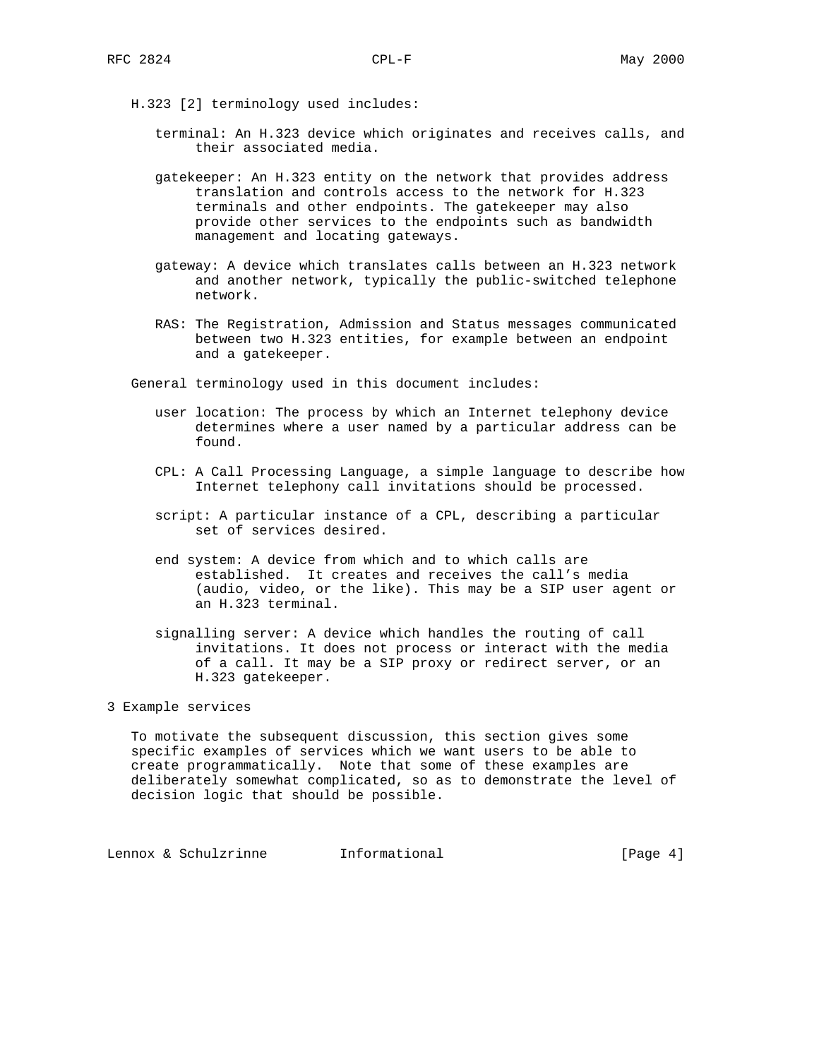H.323 [2] terminology used includes:

terminal: An H.323 device which originates and receives calls, and their associated media.

gatekeeper: An H.323 entity on the network that provides address translation and controls access to the network for H.323 terminals and other endpoints. The gatekeeper may also provide other services to the endpoints such as bandwidth management and locating gateways.

gateway: A device which translates calls between an H.323 network and another network, typically the public-switched telephone network.

RAS: The Registration, Admission and Status messages communicated between two H.323 entities, for example between an endpoint and a gatekeeper.

General terminology used in this document includes:

user location: The process by which an Internet telephony device determines where a user named by a particular address can be found.

CPL: A Call Processing Language, a simple language to describe how Internet telephony call invitations should be processed.

script: A particular instance of a CPL, describing a particular set of services desired.

end system: A device from which and to which calls are established. It creates and receives the call's media (audio, video, or the like). This may be a SIP user agent or an H.323 terminal.

signalling server: A device which handles the routing of call invitations. It does not process or interact with the media of a call. It may be a SIP proxy or redirect server, or an H.323 gatekeeper.

# 3 Example services

To motivate the subsequent discussion, this section gives some specific examples of services which we want users to be able to create programmatically. Note that some of these examples are deliberately somewhat complicated, so as to demonstrate the level of decision logic that should be possible.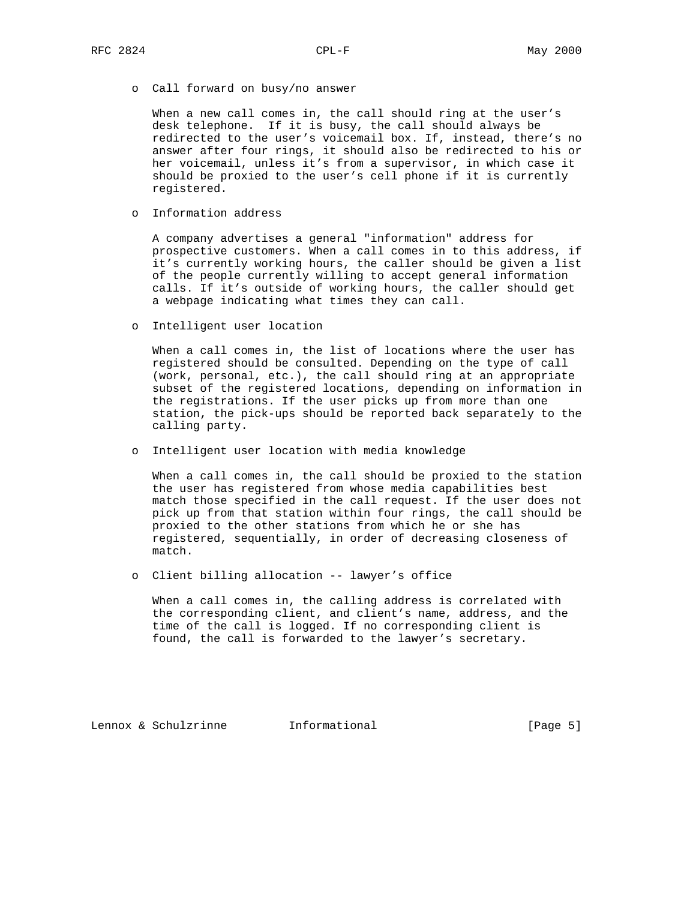- Call forward on busy/no answer

  When a new call comes in, the call should ring at the user's desk telephone. If it is busy, the call should always be redirected to the user's voicemail box. If, instead, there's no answer after four rings, it should also be redirected to his or her voicemail, unless it's from a supervisor, in which case it should be proxied to the user's cell phone if it is currently registered.

- Information address

  A company advertises a general "information" address for prospective customers. When a call comes in to this address, if it's currently working hours, the caller should be given a list of the people currently willing to accept general information calls. If it's outside of working hours, the caller should get a webpage indicating what times they can call.

- Intelligent user location

  When a call comes in, the list of locations where the user has registered should be consulted. Depending on the type of call (work, personal, etc.), the call should ring at an appropriate subset of the registered locations, depending on information in the registrations. If the user picks up from more than one station, the pick-ups should be reported back separately to the calling party.

- Intelligent user location with media knowledge

  When a call comes in, the call should be proxied to the station the user has registered from whose media capabilities best match those specified in the call request. If the user does not pick up from that station within four rings, the call should be proxied to the other stations from which he or she has registered, sequentially, in order of decreasing closeness of match.

- Client billing allocation -- lawyer's office

  When a call comes in, the calling address is correlated with the corresponding client, and client's name, address, and the time of the call is logged. If no corresponding client is found, the call is forwarded to the lawyer's secretary.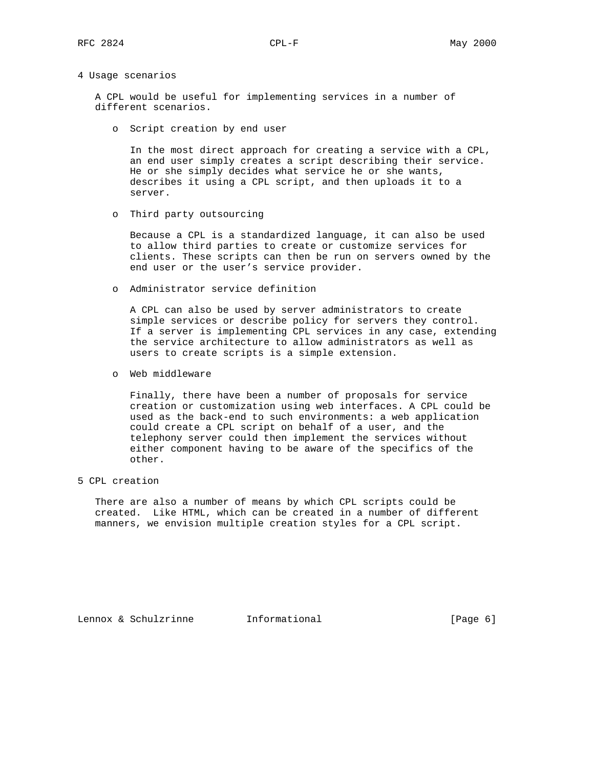## 4 Usage scenarios

A CPL would be useful for implementing services in a number of different scenarios.

- Script creation by end user

  In the most direct approach for creating a service with a CPL, an end user simply creates a script describing their service. He or she simply decides what service he or she wants, describes it using a CPL script, and then uploads it to a server.

- Third party outsourcing

  Because a CPL is a standardized language, it can also be used to allow third parties to create or customize services for clients. These scripts can then be run on servers owned by the end user or the user's service provider.

- Administrator service definition

  A CPL can also be used by server administrators to create simple services or describe policy for servers they control. If a server is implementing CPL services in any case, extending the service architecture to allow administrators as well as users to create scripts is a simple extension.

- Web middleware

  Finally, there have been a number of proposals for service creation or customization using web interfaces. A CPL could be used as the back-end to such environments: a web application could create a CPL script on behalf of a user, and the telephony server could then implement the services without either component having to be aware of the specifics of the other.

## 5 CPL creation

There are also a number of means by which CPL scripts could be created. Like HTML, which can be created in a number of different manners, we envision multiple creation styles for a CPL script.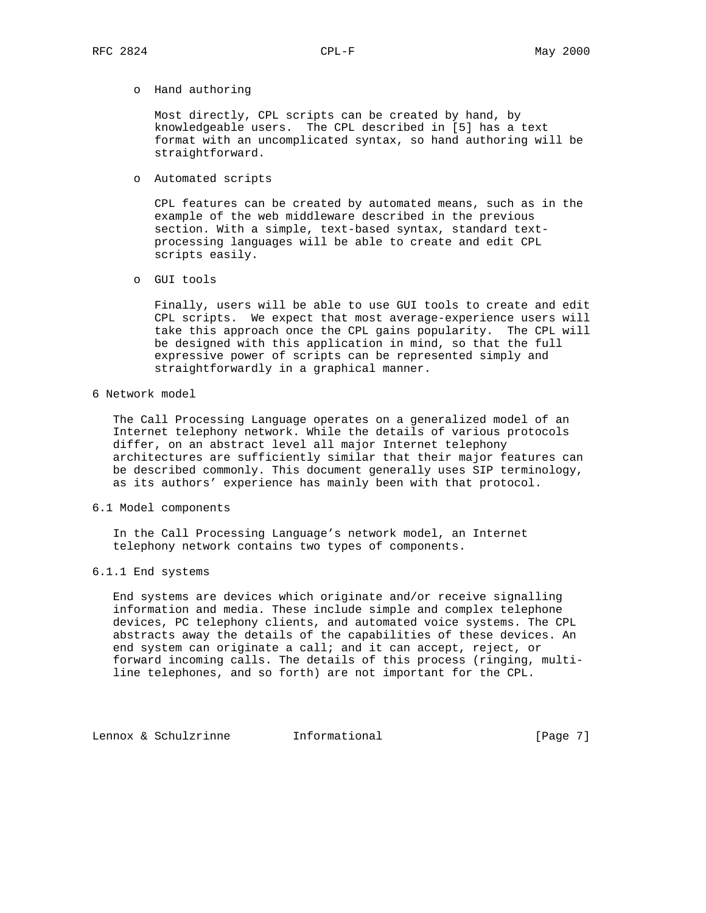- Hand authoring

  Most directly, CPL scripts can be created by hand, by knowledgeable users. The CPL described in [5] has a text format with an uncomplicated syntax, so hand authoring will be straightforward.

- Automated scripts

  CPL features can be created by automated means, such as in the example of the web middleware described in the previous section. With a simple, text-based syntax, standard text-processing languages will be able to create and edit CPL scripts easily.

- GUI tools

  Finally, users will be able to use GUI tools to create and edit CPL scripts. We expect that most average-experience users will take this approach once the CPL gains popularity. The CPL will be designed with this application in mind, so that the full expressive power of scripts can be represented simply and straightforwardly in a graphical manner.

# 6 Network model

The Call Processing Language operates on a generalized model of an Internet telephony network. While the details of various protocols differ, on an abstract level all major Internet telephony architectures are sufficiently similar that their major features can be described commonly. This document generally uses SIP terminology, as its authors' experience has mainly been with that protocol.

## 6.1 Model components

In the Call Processing Language's network model, an Internet telephony network contains two types of components.

### 6.1.1 End systems

End systems are devices which originate and/or receive signalling information and media. These include simple and complex telephone devices, PC telephony clients, and automated voice systems. The CPL abstracts away the details of the capabilities of these devices. An end system can originate a call; and it can accept, reject, or forward incoming calls. The details of this process (ringing, multi-line telephones, and so forth) are not important for the CPL.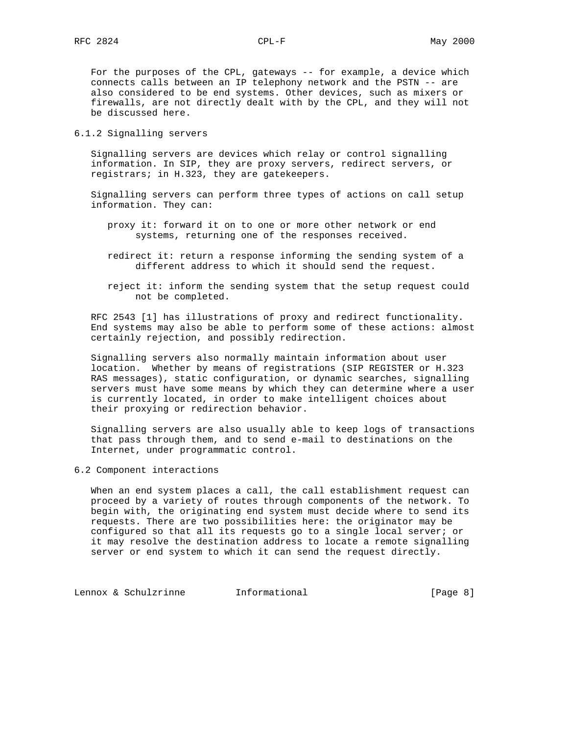For the purposes of the CPL, gateways -- for example, a device which connects calls between an IP telephony network and the PSTN -- are also considered to be end systems. Other devices, such as mixers or firewalls, are not directly dealt with by the CPL, and they will not be discussed here.

### 6.1.2 Signalling servers

Signalling servers are devices which relay or control signalling information. In SIP, they are proxy servers, redirect servers, or registrars; in H.323, they are gatekeepers.

Signalling servers can perform three types of actions on call setup information. They can:

proxy it: forward it on to one or more other network or end systems, returning one of the responses received.

redirect it: return a response informing the sending system of a different address to which it should send the request.

reject it: inform the sending system that the setup request could not be completed.

RFC 2543 [1] has illustrations of proxy and redirect functionality. End systems may also be able to perform some of these actions: almost certainly rejection, and possibly redirection.

Signalling servers also normally maintain information about user location. Whether by means of registrations (SIP REGISTER or H.323 RAS messages), static configuration, or dynamic searches, signalling servers must have some means by which they can determine where a user is currently located, in order to make intelligent choices about their proxying or redirection behavior.

Signalling servers are also usually able to keep logs of transactions that pass through them, and to send e-mail to destinations on the Internet, under programmatic control.

## 6.2 Component interactions

When an end system places a call, the call establishment request can proceed by a variety of routes through components of the network. To begin with, the originating end system must decide where to send its requests. There are two possibilities here: the originator may be configured so that all its requests go to a single local server; or it may resolve the destination address to locate a remote signalling server or end system to which it can send the request directly.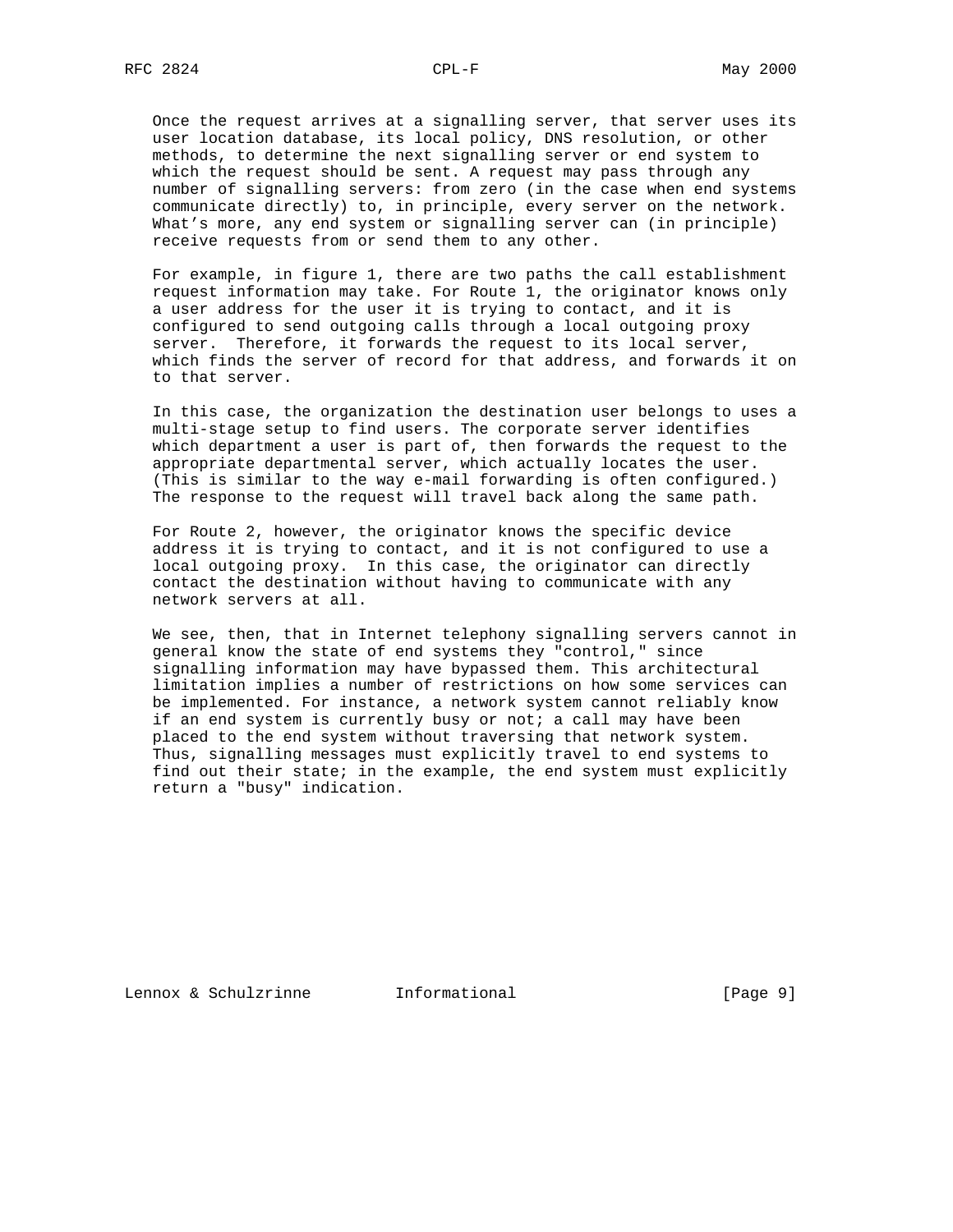Once the request arrives at a signalling server, that server uses its user location database, its local policy, DNS resolution, or other methods, to determine the next signalling server or end system to which the request should be sent. A request may pass through any number of signalling servers: from zero (in the case when end systems communicate directly) to, in principle, every server on the network. What's more, any end system or signalling server can (in principle) receive requests from or send them to any other.

For example, in figure 1, there are two paths the call establishment request information may take. For Route 1, the originator knows only a user address for the user it is trying to contact, and it is configured to send outgoing calls through a local outgoing proxy server. Therefore, it forwards the request to its local server, which finds the server of record for that address, and forwards it on to that server.

In this case, the organization the destination user belongs to uses a multi-stage setup to find users. The corporate server identifies which department a user is part of, then forwards the request to the appropriate departmental server, which actually locates the user. (This is similar to the way e-mail forwarding is often configured.) The response to the request will travel back along the same path.

For Route 2, however, the originator knows the specific device address it is trying to contact, and it is not configured to use a local outgoing proxy. In this case, the originator can directly contact the destination without having to communicate with any network servers at all.

We see, then, that in Internet telephony signalling servers cannot in general know the state of end systems they "control," since signalling information may have bypassed them. This architectural limitation implies a number of restrictions on how some services can be implemented. For instance, a network system cannot reliably know if an end system is currently busy or not; a call may have been placed to the end system without traversing that network system. Thus, signalling messages must explicitly travel to end systems to find out their state; in the example, the end system must explicitly return a "busy" indication.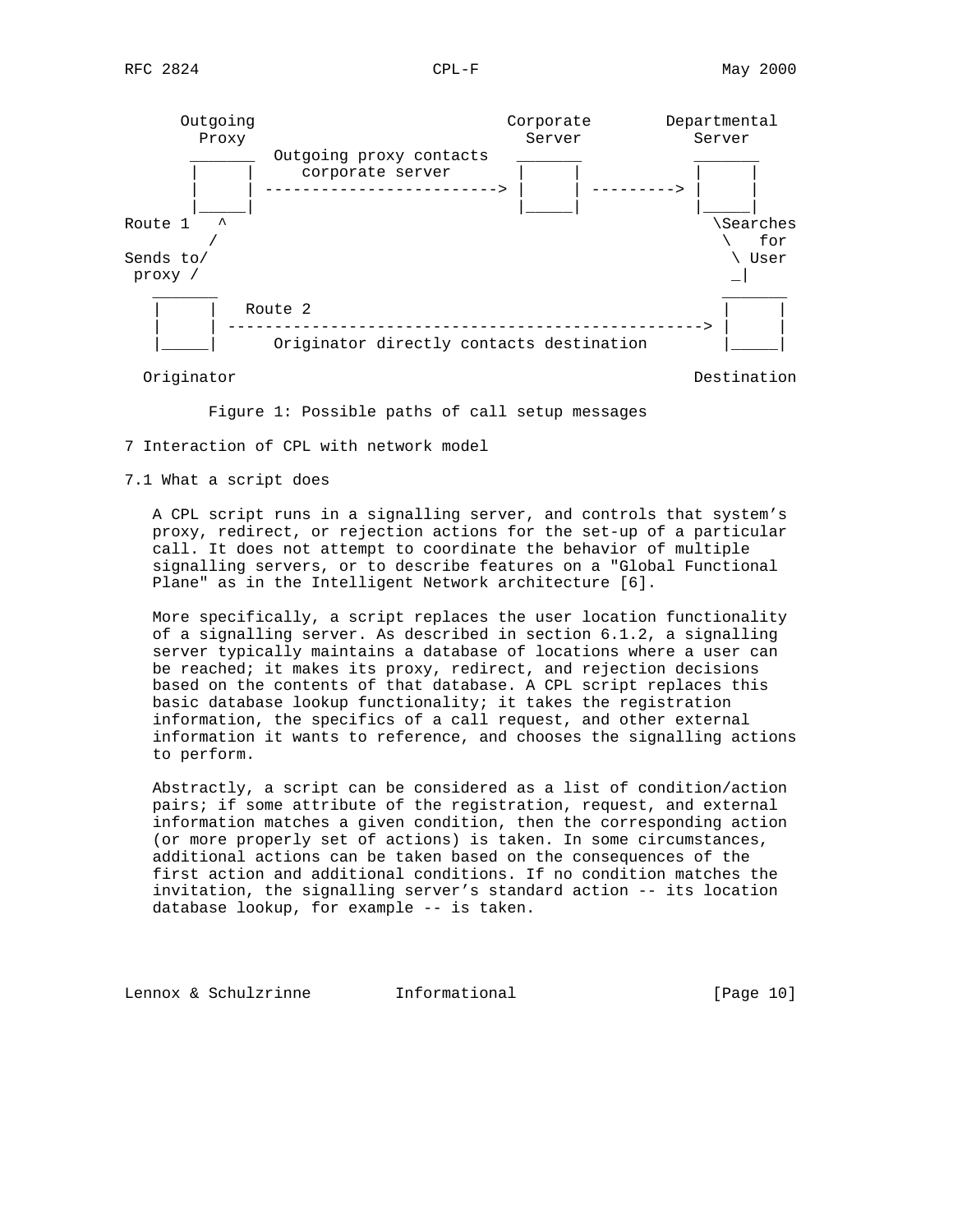```
      Outgoing                               Corporate        Departmental
        Proxy                                  Server            Server
       _______   Outgoing proxy contacts    _______           _______
       |     |      corporate server        |     |           |     |
       |     | -------------------------->  |     | --------->|     |
       |_____|                              |_____|           |_____|
Route 1   ^                                                     \Searches
         /                                                       \   for
Sends to/                                                         \ User
 proxy /                                                          _|
    _______                                                   _______
    |     |   Route 2                                          |     |
    |     | ---------------------------------------------------> |     |
    |_____|      Originator directly contacts destination      |_____|

  Originator                                                Destination
```

Figure 1: Possible paths of call setup messages

## 7 Interaction of CPL with network model

### 7.1 What a script does

A CPL script runs in a signalling server, and controls that system's proxy, redirect, or rejection actions for the set-up of a particular call. It does not attempt to coordinate the behavior of multiple signalling servers, or to describe features on a "Global Functional Plane" as in the Intelligent Network architecture [6].

More specifically, a script replaces the user location functionality of a signalling server. As described in section 6.1.2, a signalling server typically maintains a database of locations where a user can be reached; it makes its proxy, redirect, and rejection decisions based on the contents of that database. A CPL script replaces this basic database lookup functionality; it takes the registration information, the specifics of a call request, and other external information it wants to reference, and chooses the signalling actions to perform.

Abstractly, a script can be considered as a list of condition/action pairs; if some attribute of the registration, request, and external information matches a given condition, then the corresponding action (or more properly set of actions) is taken. In some circumstances, additional actions can be taken based on the consequences of the first action and additional conditions. If no condition matches the invitation, the signalling server's standard action -- its location database lookup, for example -- is taken.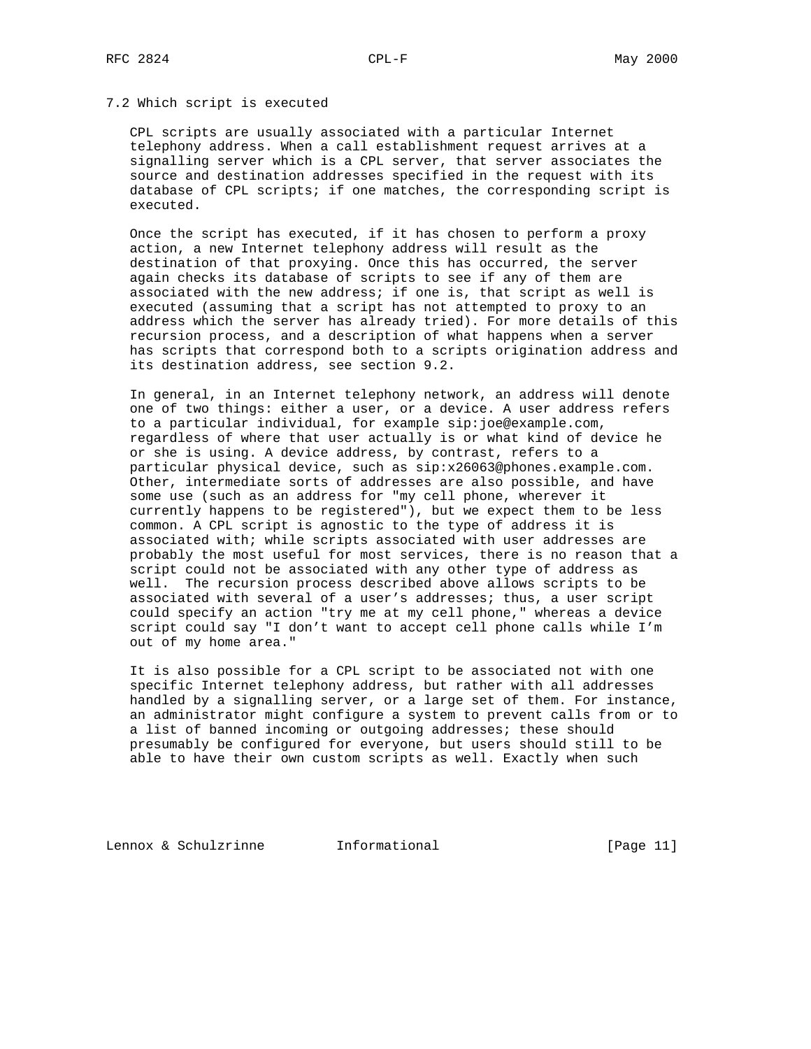### 7.2 Which script is executed

CPL scripts are usually associated with a particular Internet telephony address. When a call establishment request arrives at a signalling server which is a CPL server, that server associates the source and destination addresses specified in the request with its database of CPL scripts; if one matches, the corresponding script is executed.

Once the script has executed, if it has chosen to perform a proxy action, a new Internet telephony address will result as the destination of that proxying. Once this has occurred, the server again checks its database of scripts to see if any of them are associated with the new address; if one is, that script as well is executed (assuming that a script has not attempted to proxy to an address which the server has already tried). For more details of this recursion process, and a description of what happens when a server has scripts that correspond both to a scripts origination address and its destination address, see section 9.2.

In general, in an Internet telephony network, an address will denote one of two things: either a user, or a device. A user address refers to a particular individual, for example sip:joe@example.com, regardless of where that user actually is or what kind of device he or she is using. A device address, by contrast, refers to a particular physical device, such as sip:x26063@phones.example.com. Other, intermediate sorts of addresses are also possible, and have some use (such as an address for "my cell phone, wherever it currently happens to be registered"), but we expect them to be less common. A CPL script is agnostic to the type of address it is associated with; while scripts associated with user addresses are probably the most useful for most services, there is no reason that a script could not be associated with any other type of address as well. The recursion process described above allows scripts to be associated with several of a user’s addresses; thus, a user script could specify an action "try me at my cell phone," whereas a device script could say "I don’t want to accept cell phone calls while I’m out of my home area."

It is also possible for a CPL script to be associated not with one specific Internet telephony address, but rather with all addresses handled by a signalling server, or a large set of them. For instance, an administrator might configure a system to prevent calls from or to a list of banned incoming or outgoing addresses; these should presumably be configured for everyone, but users should still to be able to have their own custom scripts as well. Exactly when such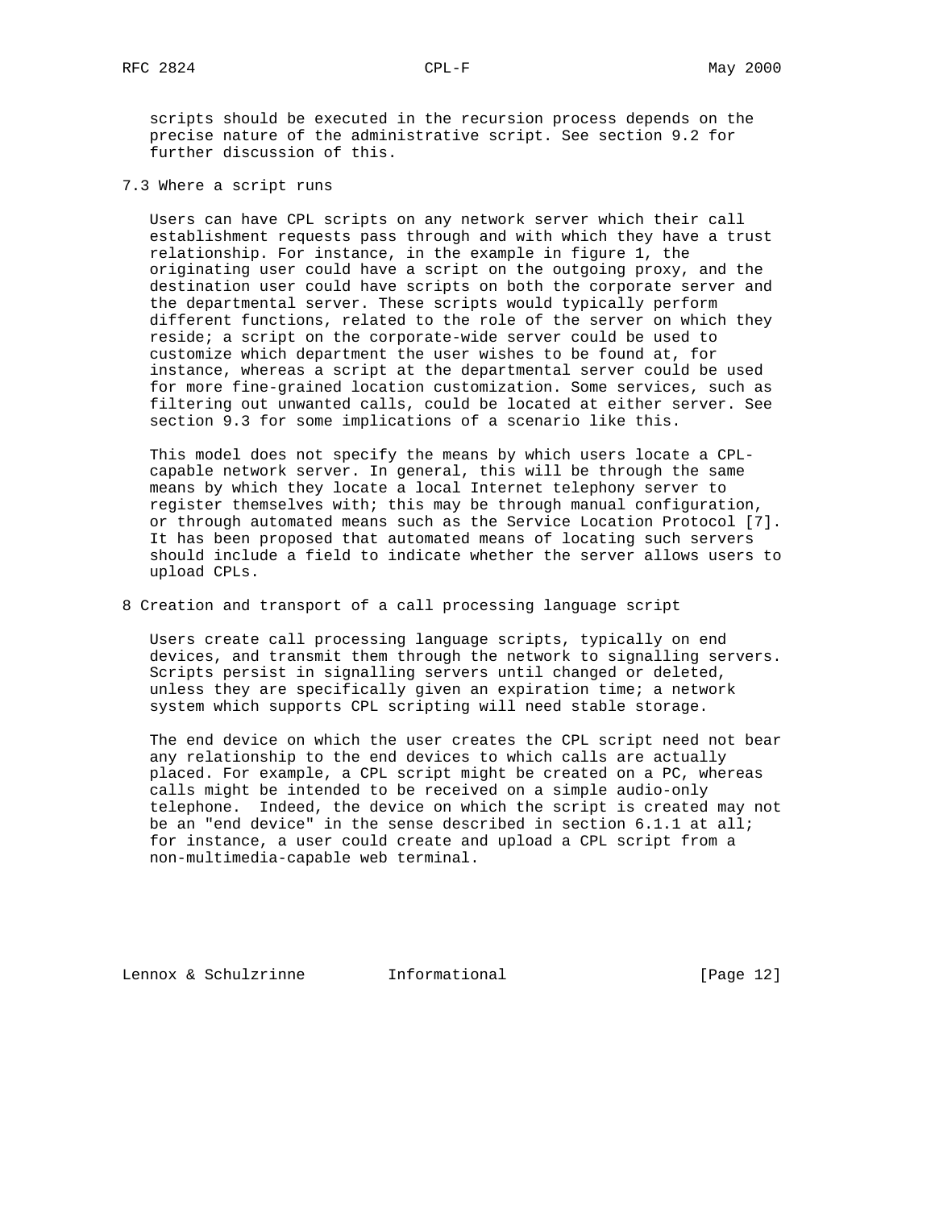scripts should be executed in the recursion process depends on the precise nature of the administrative script. See section 9.2 for further discussion of this.

## 7.3 Where a script runs

Users can have CPL scripts on any network server which their call establishment requests pass through and with which they have a trust relationship. For instance, in the example in figure 1, the originating user could have a script on the outgoing proxy, and the destination user could have scripts on both the corporate server and the departmental server. These scripts would typically perform different functions, related to the role of the server on which they reside; a script on the corporate-wide server could be used to customize which department the user wishes to be found at, for instance, whereas a script at the departmental server could be used for more fine-grained location customization. Some services, such as filtering out unwanted calls, could be located at either server. See section 9.3 for some implications of a scenario like this.

This model does not specify the means by which users locate a CPL-capable network server. In general, this will be through the same means by which they locate a local Internet telephony server to register themselves with; this may be through manual configuration, or through automated means such as the Service Location Protocol [7]. It has been proposed that automated means of locating such servers should include a field to indicate whether the server allows users to upload CPLs.

# 8 Creation and transport of a call processing language script

Users create call processing language scripts, typically on end devices, and transmit them through the network to signalling servers. Scripts persist in signalling servers until changed or deleted, unless they are specifically given an expiration time; a network system which supports CPL scripting will need stable storage.

The end device on which the user creates the CPL script need not bear any relationship to the end devices to which calls are actually placed. For example, a CPL script might be created on a PC, whereas calls might be intended to be received on a simple audio-only telephone. Indeed, the device on which the script is created may not be an "end device" in the sense described in section 6.1.1 at all; for instance, a user could create and upload a CPL script from a non-multimedia-capable web terminal.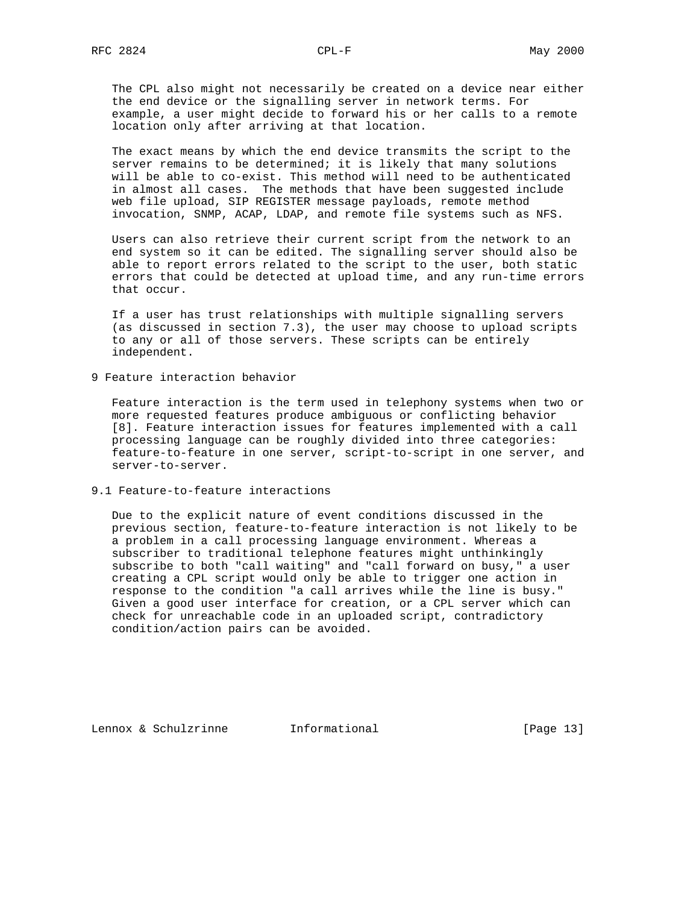The CPL also might not necessarily be created on a device near either the end device or the signalling server in network terms. For example, a user might decide to forward his or her calls to a remote location only after arriving at that location.

The exact means by which the end device transmits the script to the server remains to be determined; it is likely that many solutions will be able to co-exist. This method will need to be authenticated in almost all cases. The methods that have been suggested include web file upload, SIP REGISTER message payloads, remote method invocation, SNMP, ACAP, LDAP, and remote file systems such as NFS.

Users can also retrieve their current script from the network to an end system so it can be edited. The signalling server should also be able to report errors related to the script to the user, both static errors that could be detected at upload time, and any run-time errors that occur.

If a user has trust relationships with multiple signalling servers (as discussed in section 7.3), the user may choose to upload scripts to any or all of those servers. These scripts can be entirely independent.

## 9 Feature interaction behavior

Feature interaction is the term used in telephony systems when two or more requested features produce ambiguous or conflicting behavior [8]. Feature interaction issues for features implemented with a call processing language can be roughly divided into three categories: feature-to-feature in one server, script-to-script in one server, and server-to-server.

### 9.1 Feature-to-feature interactions

Due to the explicit nature of event conditions discussed in the previous section, feature-to-feature interaction is not likely to be a problem in a call processing language environment. Whereas a subscriber to traditional telephone features might unthinkingly subscribe to both "call waiting" and "call forward on busy," a user creating a CPL script would only be able to trigger one action in response to the condition "a call arrives while the line is busy." Given a good user interface for creation, or a CPL server which can check for unreachable code in an uploaded script, contradictory condition/action pairs can be avoided.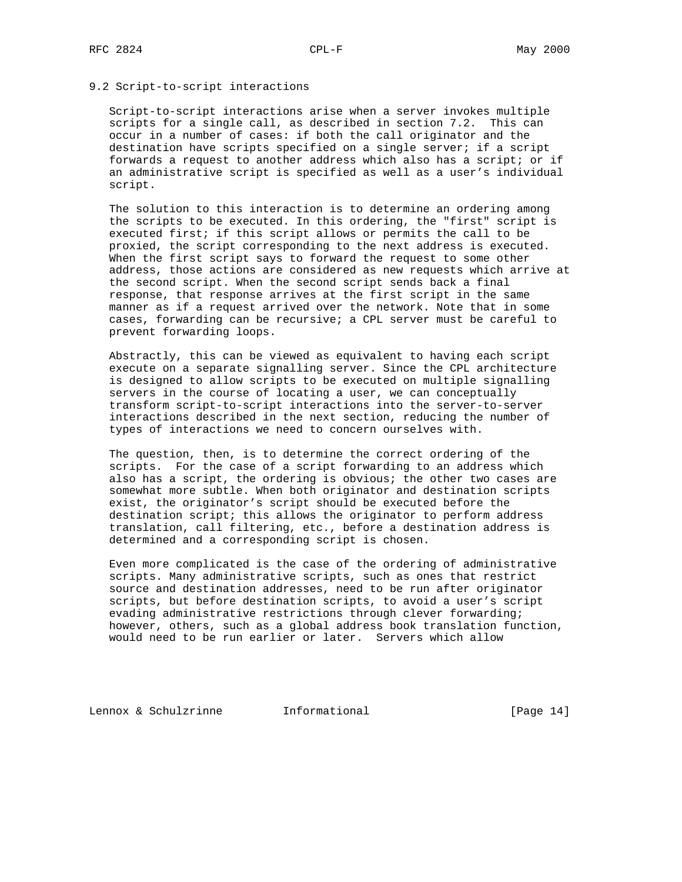## 9.2 Script-to-script interactions

Script-to-script interactions arise when a server invokes multiple scripts for a single call, as described in section 7.2. This can occur in a number of cases: if both the call originator and the destination have scripts specified on a single server; if a script forwards a request to another address which also has a script; or if an administrative script is specified as well as a user's individual script.

The solution to this interaction is to determine an ordering among the scripts to be executed. In this ordering, the "first" script is executed first; if this script allows or permits the call to be proxied, the script corresponding to the next address is executed. When the first script says to forward the request to some other address, those actions are considered as new requests which arrive at the second script. When the second script sends back a final response, that response arrives at the first script in the same manner as if a request arrived over the network. Note that in some cases, forwarding can be recursive; a CPL server must be careful to prevent forwarding loops.

Abstractly, this can be viewed as equivalent to having each script execute on a separate signalling server. Since the CPL architecture is designed to allow scripts to be executed on multiple signalling servers in the course of locating a user, we can conceptually transform script-to-script interactions into the server-to-server interactions described in the next section, reducing the number of types of interactions we need to concern ourselves with.

The question, then, is to determine the correct ordering of the scripts. For the case of a script forwarding to an address which also has a script, the ordering is obvious; the other two cases are somewhat more subtle. When both originator and destination scripts exist, the originator's script should be executed before the destination script; this allows the originator to perform address translation, call filtering, etc., before a destination address is determined and a corresponding script is chosen.

Even more complicated is the case of the ordering of administrative scripts. Many administrative scripts, such as ones that restrict source and destination addresses, need to be run after originator scripts, but before destination restrictions scripts, to avoid a user's script evading administrative restrictions through clever forwarding; however, others, such as a global address book translation function, would need to be run earlier or later. Servers which allow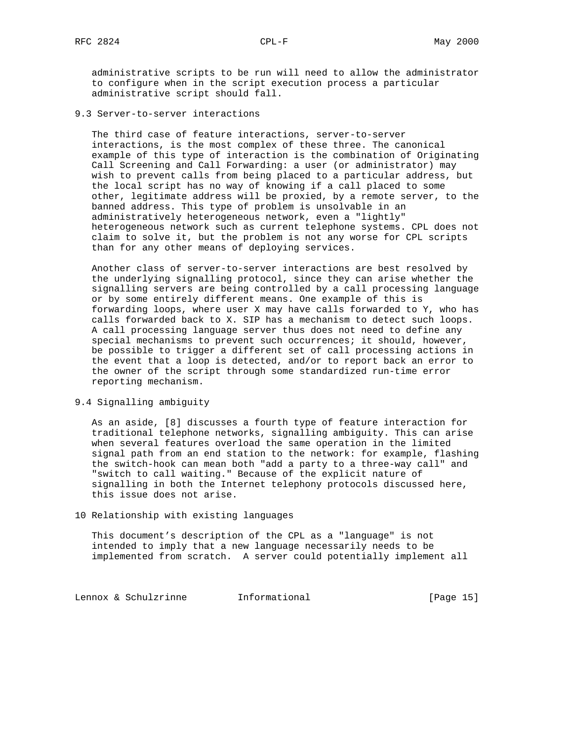administrative scripts to be run will need to allow the administrator to configure when in the script execution process a particular administrative script should fall.

### 9.3 Server-to-server interactions

The third case of feature interactions, server-to-server interactions, is the most complex of these three. The canonical example of this type of interaction is the combination of Originating Call Screening and Call Forwarding: a user (or administrator) may wish to prevent calls from being placed to a particular address, but the local script has no way of knowing if a call placed to some other, legitimate address will be proxied, by a remote server, to the banned address. This type of problem is unsolvable in an administratively heterogeneous network, even a "lightly" heterogeneous network such as current telephone systems. CPL does not claim to solve it, but the problem is not any worse for CPL scripts than for any other means of deploying services.

Another class of server-to-server interactions are best resolved by the underlying signalling protocol, since they can arise whether the signalling servers are being controlled by a call processing language or by some entirely different means. One example of this is forwarding loops, where user X may have calls forwarded to Y, who has calls forwarded back to X. SIP has a mechanism to detect such loops. A call processing language server thus does not need to define any special mechanisms to prevent such occurrences; it should, however, be possible to trigger a different set of call processing actions in the event that a loop is detected, and/or to report back an error to the owner of the script through some standardized run-time error reporting mechanism.

### 9.4 Signalling ambiguity

As an aside, [8] discusses a fourth type of feature interaction for traditional telephone networks, signalling ambiguity. This can arise when several features overload the same operation in the limited signal path from an end station to the network: for example, flashing the switch-hook can mean both "add a party to a three-way call" and "switch to call waiting." Because of the explicit nature of signalling in both the Internet telephony protocols discussed here, this issue does not arise.

## 10 Relationship with existing languages

This document's description of the CPL as a "language" is not intended to imply that a new language necessarily needs to be implemented from scratch. A server could potentially implement all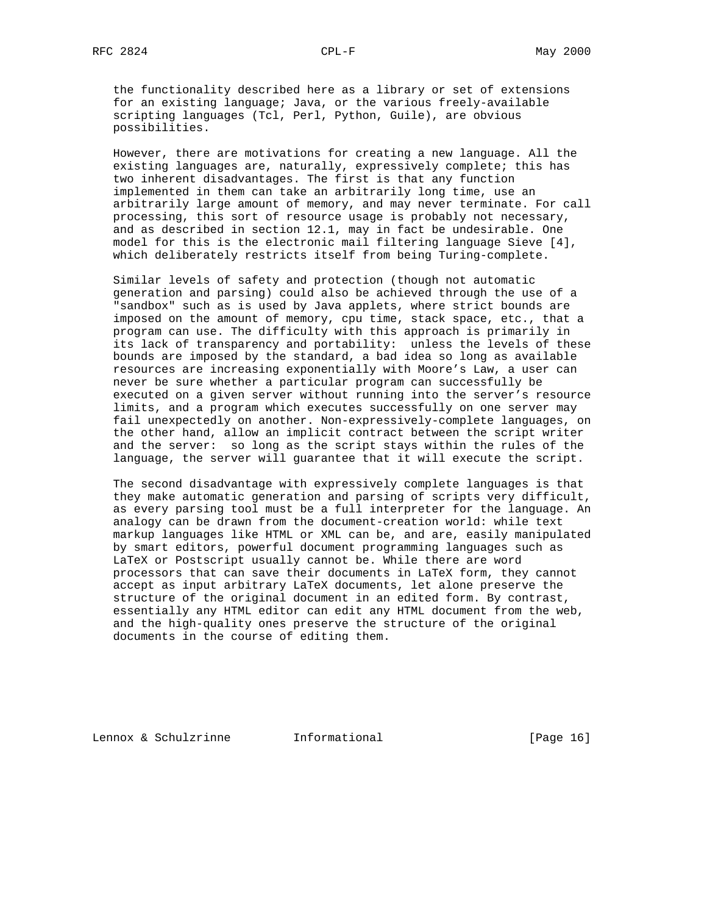the functionality described here as a library or set of extensions for an existing language; Java, or the various freely-available scripting languages (Tcl, Perl, Python, Guile), are obvious possibilities.

However, there are motivations for creating a new language. All the existing languages are, naturally, expressively complete; this has two inherent disadvantages. The first is that any function implemented in them can take an arbitrarily long time, use an arbitrarily large amount of memory, and may never terminate. For call processing, this sort of resource usage is probably not necessary, and as described in section 12.1, may in fact be undesirable. One model for this is the electronic mail filtering language Sieve [4], which deliberately restricts itself from being Turing-complete.

Similar levels of safety and protection (though not automatic generation and parsing) could also be achieved through the use of a "sandbox" such as is used by Java applets, where strict bounds are imposed on the amount of memory, cpu time, stack space, etc., that a program can use. The difficulty with this approach is primarily in its lack of transparency and portability: unless the levels of these bounds are imposed by the standard, a bad idea so long as available resources are increasing exponentially with Moore's Law, a user can never be sure whether a particular program can successfully be executed on a given server without running into the server's resource limits, and a program which executes successfully on one server may fail unexpectedly on another. Non-expressively-complete languages, on the other hand, allow an implicit contract between the script writer and the server: so long as the script stays within the rules of the language, the server will guarantee that it will execute the script.

The second disadvantage with expressively complete languages is that they make automatic generation and parsing of scripts very difficult, as every parsing tool must be a full interpreter for the language. An analogy can be drawn from the document-creation world: while text markup languages like HTML or XML can be, and are, easily manipulated by smart editors, powerful document programming languages such as LaTeX or Postscript usually cannot be. While there are word processors that can save their documents in LaTeX form, they cannot accept as input arbitrary LaTeX documents, let alone preserve the structure of the original document in an edited form. By contrast, essentially any HTML editor can edit any HTML document from the web, and the high-quality ones preserve the structure of the original documents in the course of editing them.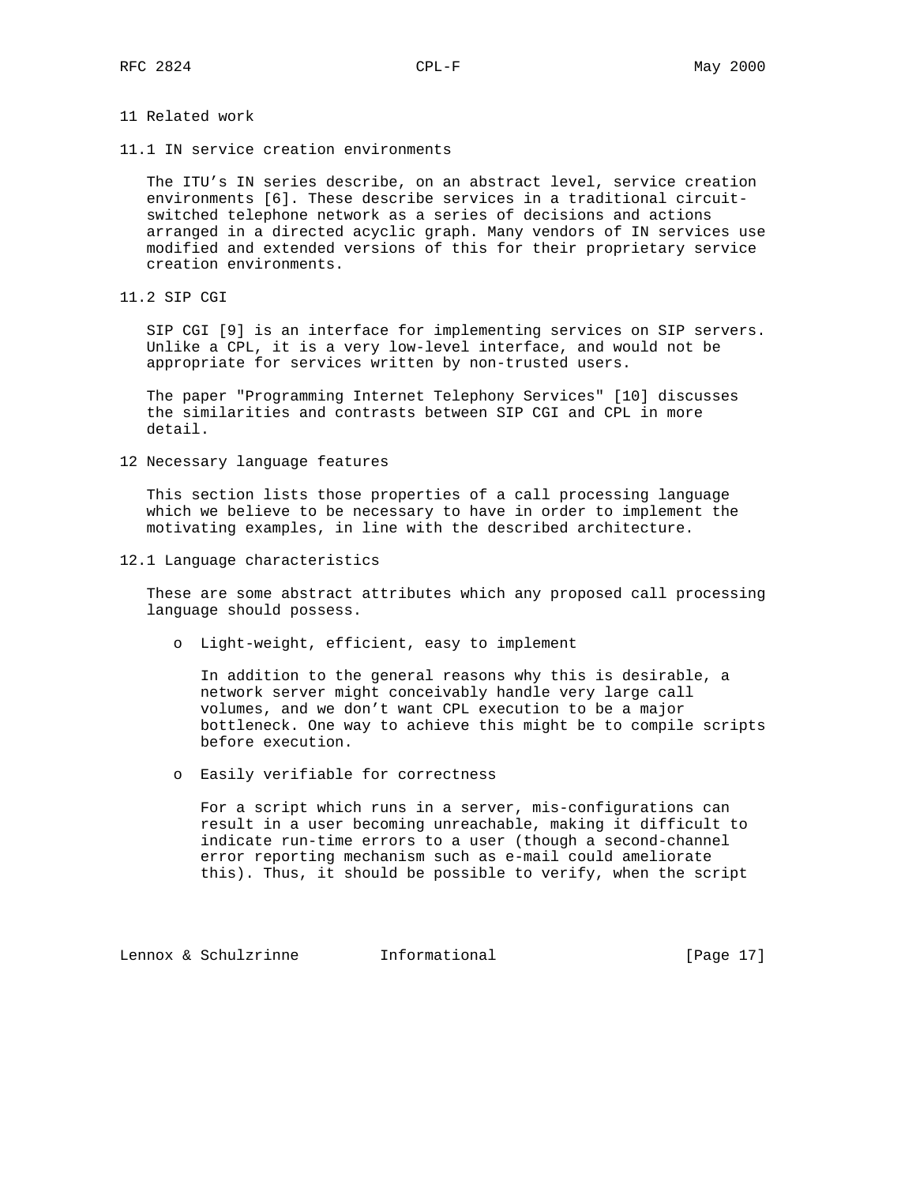## 11 Related work

### 11.1 IN service creation environments

The ITU's IN series describe, on an abstract level, service creation environments [6]. These describe services in a traditional circuit-switched telephone network as a series of decisions and actions arranged in a directed acyclic graph. Many vendors of IN services use modified and extended versions of this for their proprietary service creation environments.

### 11.2 SIP CGI

SIP CGI [9] is an interface for implementing services on SIP servers. Unlike a CPL, it is a very low-level interface, and would not be appropriate for services written by non-trusted users.

The paper "Programming Internet Telephony Services" [10] discusses the similarities and contrasts between SIP CGI and CPL in more detail.

## 12 Necessary language features

This section lists those properties of a call processing language which we believe to be necessary to have in order to implement the motivating examples, in line with the described architecture.

### 12.1 Language characteristics

These are some abstract attributes which any proposed call processing language should possess.

- Light-weight, efficient, easy to implement

  In addition to the general reasons why this is desirable, a network server might conceivably handle very large call volumes, and we don't want CPL execution to be a major bottleneck. One way to achieve this might be to compile scripts before execution.

- Easily verifiable for correctness

  For a script which runs in a server, mis-configurations can result in a user becoming unreachable, making it difficult to indicate run-time errors to a user (though a second-channel error reporting mechanism such as e-mail could ameliorate this). Thus, it should be possible to verify, when the script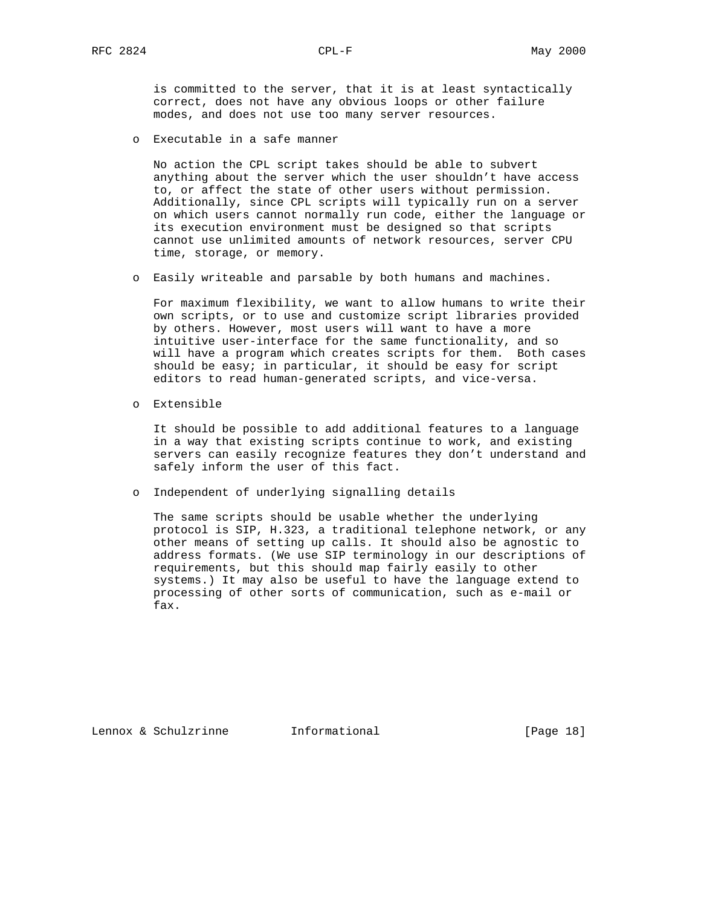is committed to the server, that it is at least syntactically correct, does not have any obvious loops or other failure modes, and does not use too many server resources.

- Executable in a safe manner

  No action the CPL script takes should be able to subvert anything about the server which the user shouldn't have access to, or affect the state of other users without permission. Additionally, since CPL scripts will typically run on a server on which users cannot normally run code, either the language or its execution environment must be designed so that scripts cannot use unlimited amounts of network resources, server CPU time, storage, or memory.

- Easily writeable and parsable by both humans and machines.

  For maximum flexibility, we want to allow humans to write their own scripts, or to use and customize script libraries provided by others. However, most users will want to have a more intuitive user-interface for the same functionality, and so will have a program which creates scripts for them. Both cases should be easy; in particular, it should be easy for script editors to read human-generated scripts, and vice-versa.

- Extensible

  It should be possible to add additional features to a language in a way that existing scripts continue to work, and existing servers can easily recognize features they don't understand and safely inform the user of this fact.

- Independent of underlying signalling details

  The same scripts should be usable whether the underlying protocol is SIP, H.323, a traditional telephone network, or any other means of setting up calls. It should also be agnostic to address formats. (We use SIP terminology in our descriptions of requirements, but this should map fairly easily to other systems.) It may also be useful to have the language extend to processing of other sorts of communication, such as e-mail or fax.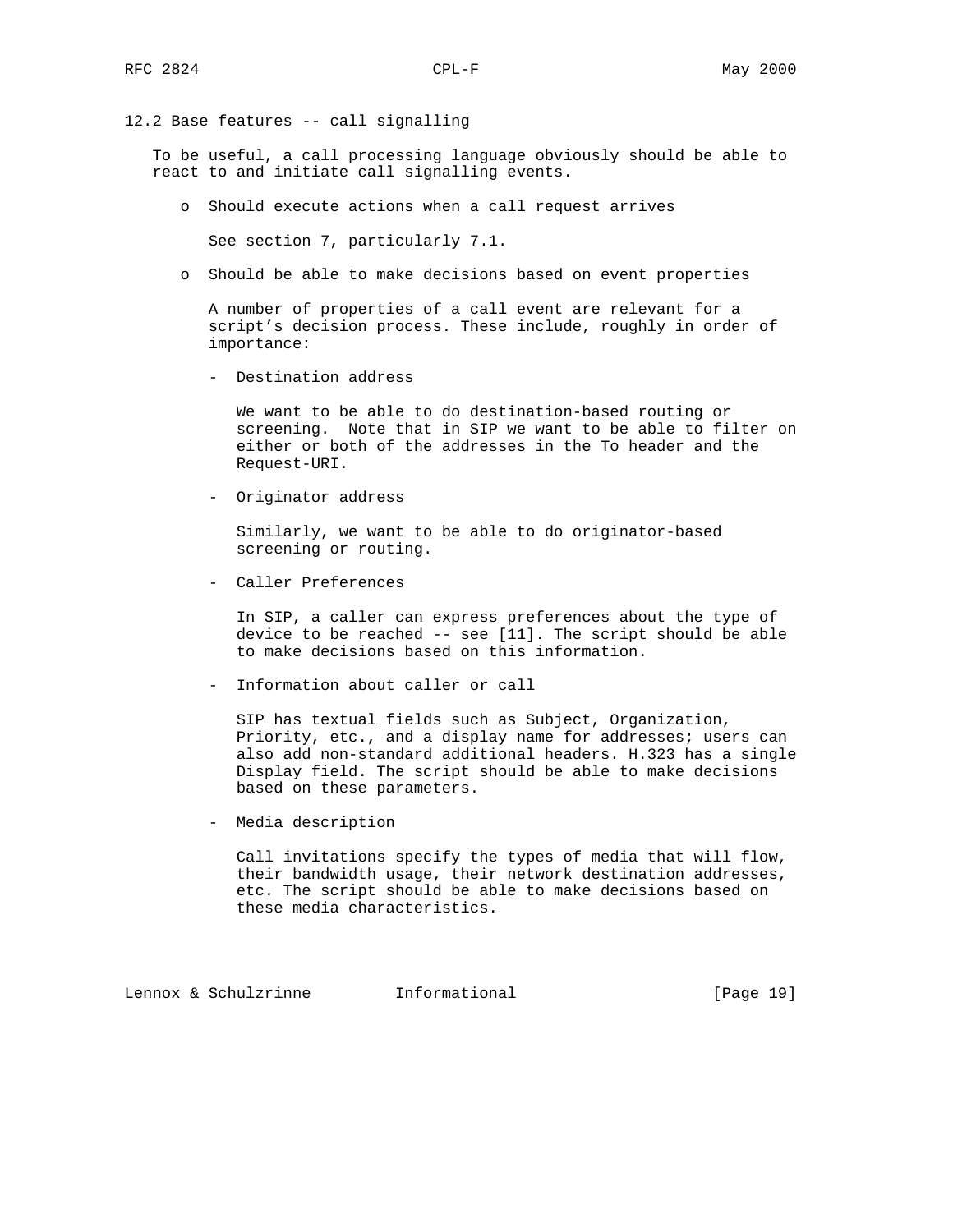## 12.2 Base features -- call signalling

To be useful, a call processing language obviously should be able to react to and initiate call signalling events.

- Should execute actions when a call request arrives

  See section 7, particularly 7.1.

- Should be able to make decisions based on event properties

  A number of properties of a call event are relevant for a script's decision process. These include, roughly in order of importance:

  - Destination address

    We want to be able to do destination-based routing or screening. Note that in SIP we want to be able to filter on either or both of the addresses in the To header and the Request-URI.

  - Originator address

    Similarly, we want to be able to do originator-based screening or routing.

  - Caller Preferences

    In SIP, a caller can express preferences about the type of device to be reached -- see [11]. The script should be able to make decisions based on this information.

  - Information about caller or call

    SIP has textual fields such as Subject, Organization, Priority, etc., and a display name for addresses; users can also add non-standard additional headers. H.323 has a single Display field. The script should be able to make decisions based on these parameters.

  - Media description

    Call invitations specify the types of media that will flow, their bandwidth usage, their network destination addresses, etc. The script should be able to make decisions based on these media characteristics.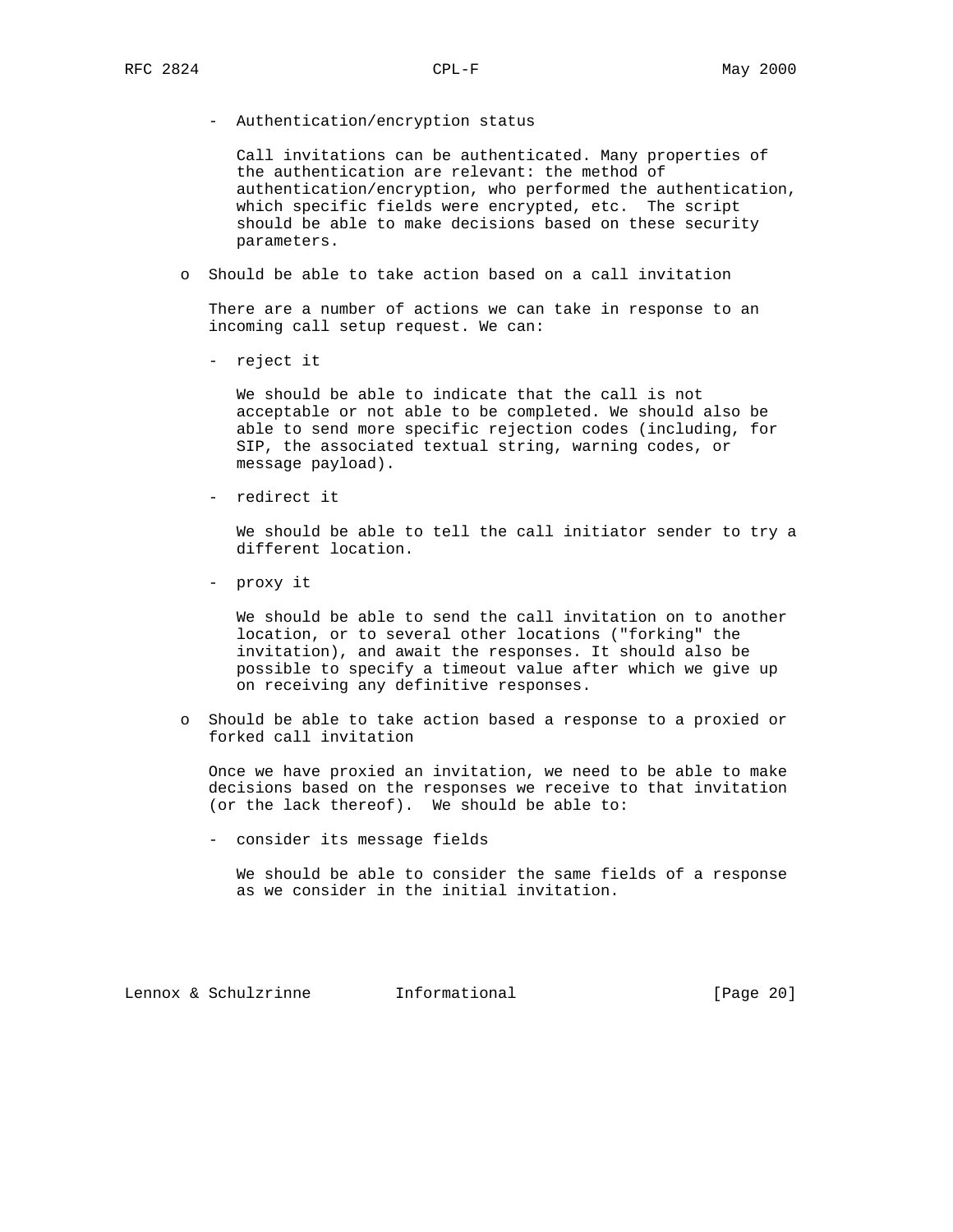- Authentication/encryption status

  Call invitations can be authenticated. Many properties of the authentication are relevant: the method of authentication/encryption, who performed the authentication, which specific fields were encrypted, etc. The script should be able to make decisions based on these security parameters.

- Should be able to take action based on a call invitation

  There are a number of actions we can take in response to an incoming call setup request. We can:

  - reject it

    We should be able to indicate that the call is not acceptable or not able to be completed. We should also be able to send more specific rejection codes (including, for SIP, the associated textual string, warning codes, or message payload).

  - redirect it

    We should be able to tell the call initiator sender to try a different location.

  - proxy it

    We should be able to send the call invitation on to another location, or to several other locations ("forking" the invitation), and await the responses. It should also be possible to specify a timeout value after which we give up on receiving any definitive responses.

- Should be able to take action based a response to a proxied or forked call invitation

  Once we have proxied an invitation, we need to be able to make decisions based on the responses we receive to that invitation (or the lack thereof). We should be able to:

  - consider its message fields

    We should be able to consider the same fields of a response as we consider in the initial invitation.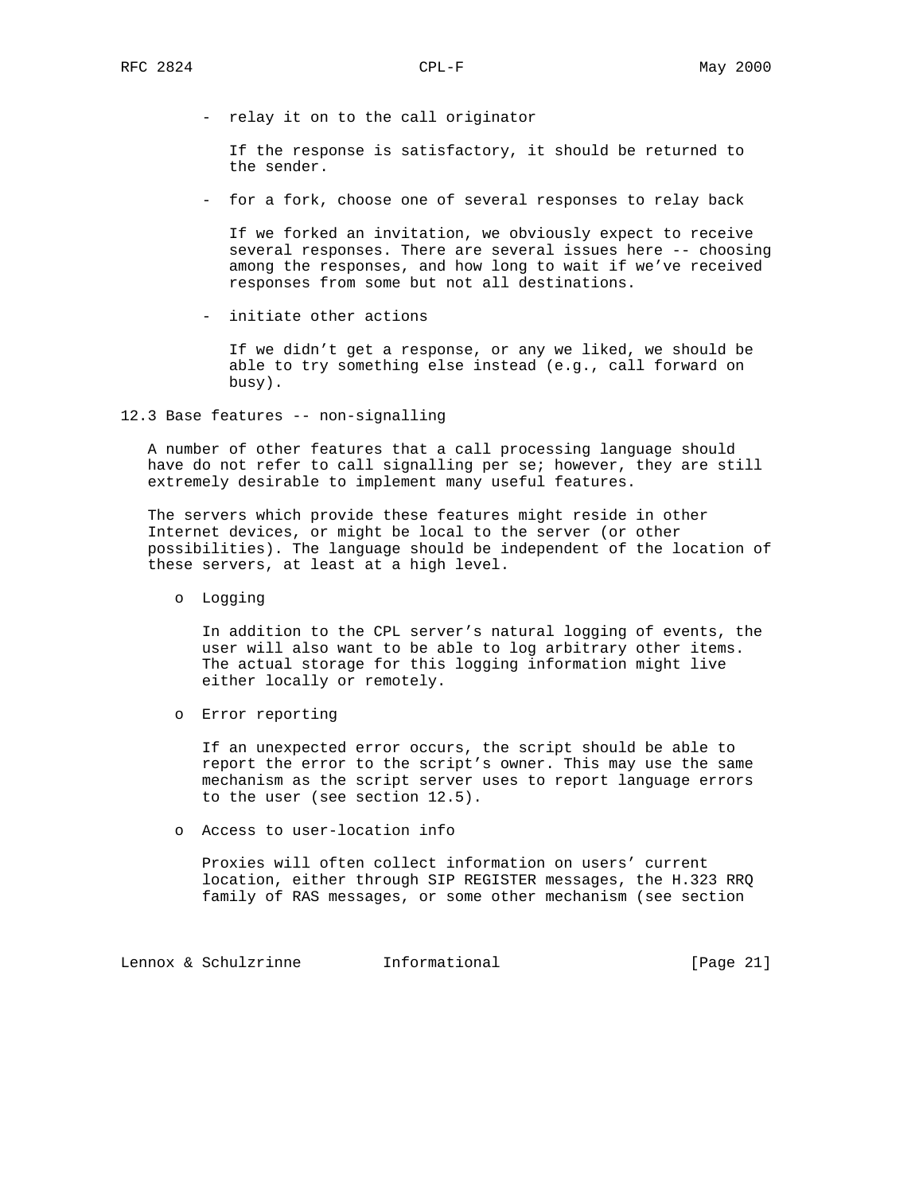- relay it on to the call originator

  If the response is satisfactory, it should be returned to the sender.

- for a fork, choose one of several responses to relay back

  If we forked an invitation, we obviously expect to receive several responses. There are several issues here -- choosing among the responses, and how long to wait if we've received responses from some but not all destinations.

- initiate other actions

  If we didn't get a response, or any we liked, we should be able to try something else instead (e.g., call forward on busy).

### 12.3 Base features -- non-signalling

A number of other features that a call processing language should have do not refer to call signalling per se; however, they are still extremely desirable to implement many useful features.

The servers which provide these features might reside in other Internet devices, or might be local to the server (or other possibilities). The language should be independent of the location of these servers, at least at a high level.

- Logging

  In addition to the CPL server's natural logging of events, the user will also want to be able to log arbitrary other items. The actual storage for this logging information might live either locally or remotely.

- Error reporting

  If an unexpected error occurs, the script should be able to report the error to the script's owner. This may use the same mechanism as the script server uses to report language errors to the user (see section 12.5).

- Access to user-location info

  Proxies will often collect information on users' current location, either through SIP REGISTER messages, the H.323 RRQ family of RAS messages, or some other mechanism (see section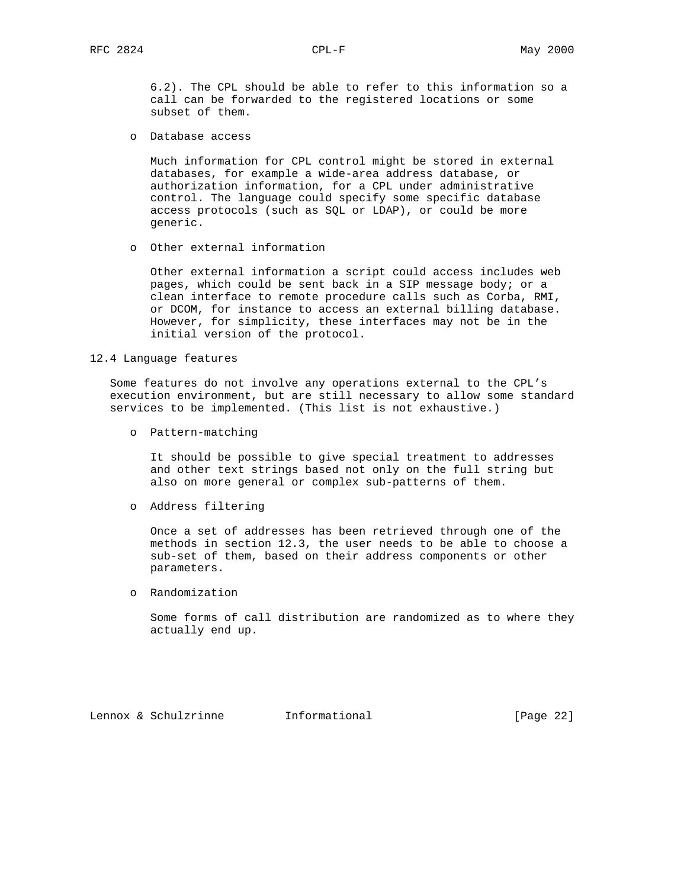6.2). The CPL should be able to refer to this information so a call can be forwarded to the registered locations or some subset of them.

- Database access

  Much information for CPL control might be stored in external databases, for example a wide-area address database, or authorization information, for a CPL under administrative control. The language could specify some specific database access protocols (such as SQL or LDAP), or could be more generic.

- Other external information

  Other external information a script could access includes web pages, which could be sent back in a SIP message body; or a clean interface to remote procedure calls such as Corba, RMI, or DCOM, for instance to access an external billing database. However, for simplicity, these interfaces may not be in the initial version of the protocol.

### 12.4 Language features

Some features do not involve any operations external to the CPL's execution environment, but are still necessary to allow some standard services to be implemented. (This list is not exhaustive.)

- Pattern-matching

  It should be possible to give special treatment to addresses and other text strings based not only on the full string but also on more general or complex sub-patterns of them.

- Address filtering

  Once a set of addresses has been retrieved through one of the methods in section 12.3, the user needs to be able to choose a sub-set of them, based on their address components or other parameters.

- Randomization

  Some forms of call distribution are randomized as to where they actually end up.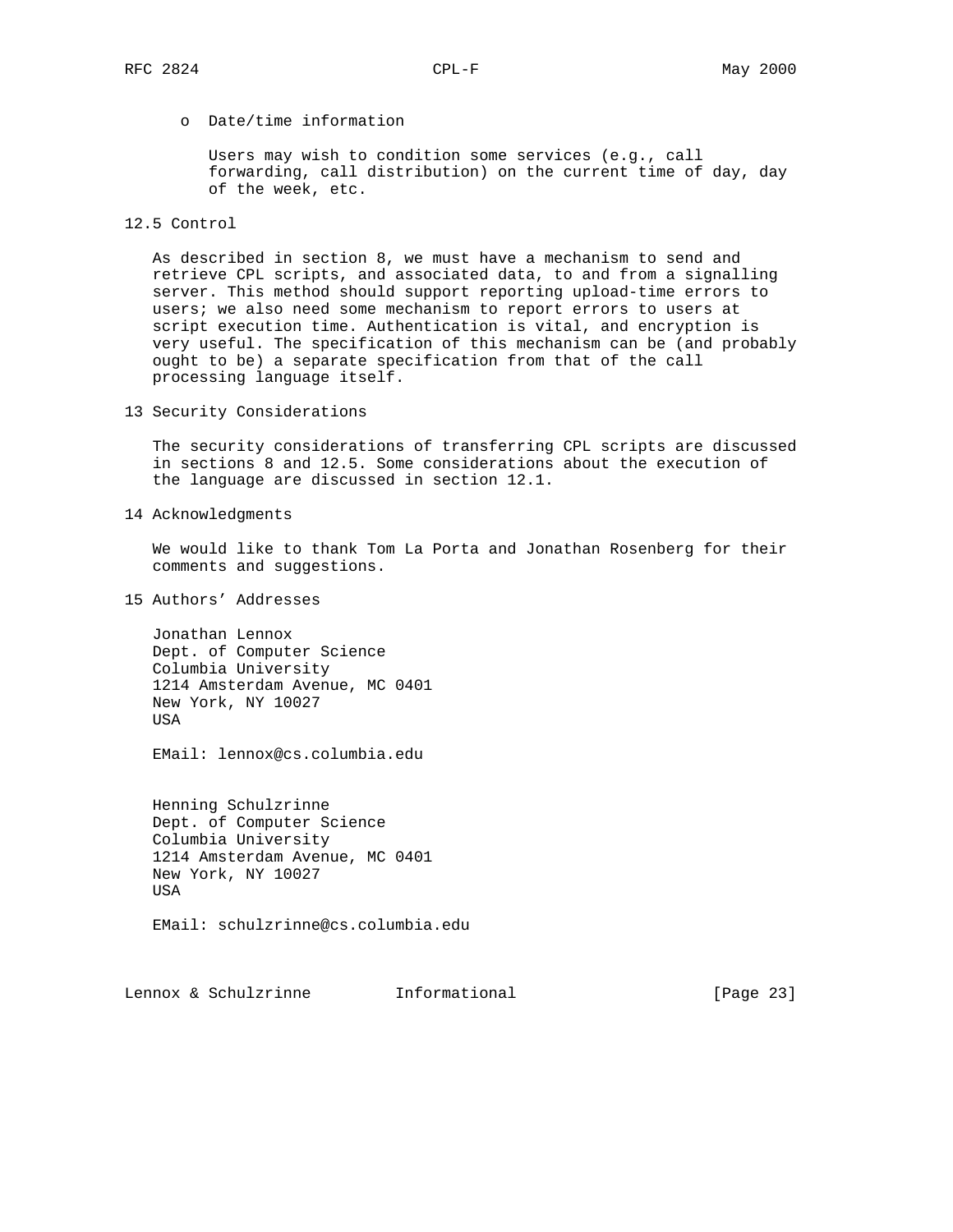- Date/time information

  Users may wish to condition some services (e.g., call forwarding, call distribution) on the current time of day, day of the week, etc.

## 12.5 Control

As described in section 8, we must have a mechanism to send and retrieve CPL scripts, and associated data, to and from a signalling server. This method should support reporting upload-time errors to users; we also need some mechanism to report errors to users at script execution time. Authentication is vital, and encryption is very useful. The specification of this mechanism can be (and probably ought to be) a separate specification from that of the call processing language itself.

# 13 Security Considerations

The security considerations of transferring CPL scripts are discussed in sections 8 and 12.5. Some considerations about the execution of the language are discussed in section 12.1.

# 14 Acknowledgments

We would like to thank Tom La Porta and Jonathan Rosenberg for their comments and suggestions.

# 15 Authors' Addresses

Jonathan Lennox
Dept. of Computer Science
Columbia University
1214 Amsterdam Avenue, MC 0401
New York, NY 10027
USA

EMail: lennox@cs.columbia.edu

Henning Schulzrinne
Dept. of Computer Science
Columbia University
1214 Amsterdam Avenue, MC 0401
New York, NY 10027
USA

EMail: schulzrinne@cs.columbia.edu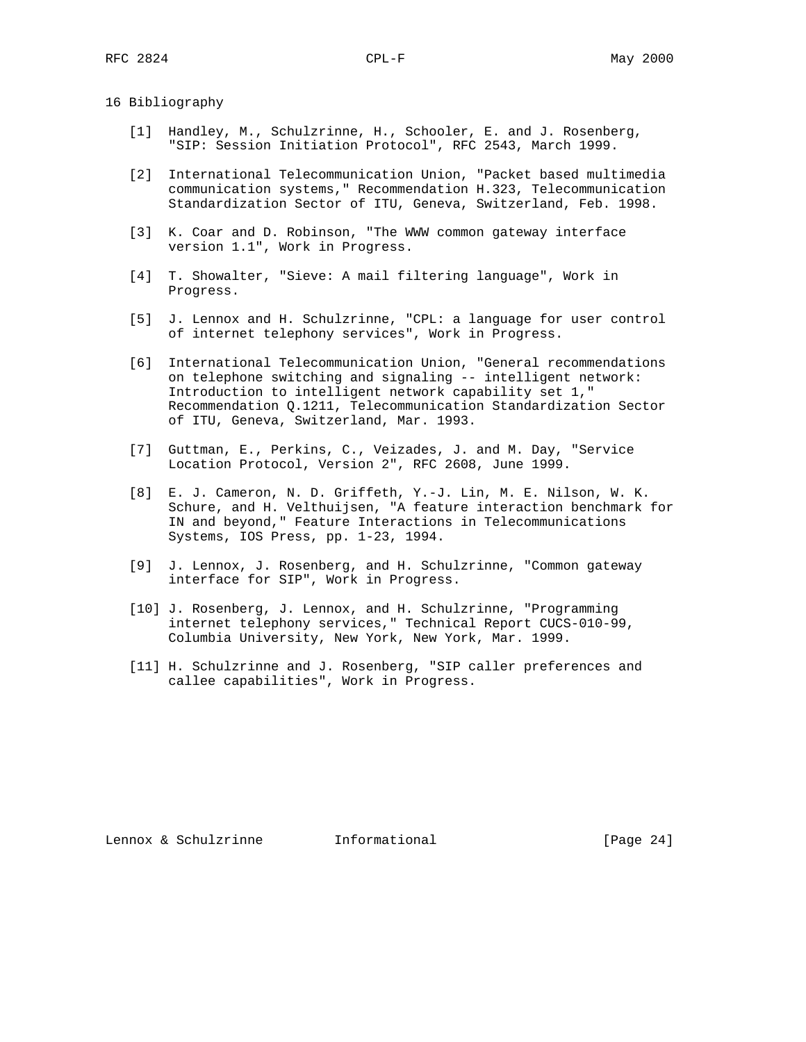## 16 Bibliography

[1] Handley, M., Schulzrinne, H., Schooler, E. and J. Rosenberg, "SIP: Session Initiation Protocol", RFC 2543, March 1999.

[2] International Telecommunication Union, "Packet based multimedia communication systems," Recommendation H.323, Telecommunication Standardization Sector of ITU, Geneva, Switzerland, Feb. 1998.

[3] K. Coar and D. Robinson, "The WWW common gateway interface version 1.1", Work in Progress.

[4] T. Showalter, "Sieve: A mail filtering language", Work in Progress.

[5] J. Lennox and H. Schulzrinne, "CPL: a language for user control of internet telephony services", Work in Progress.

[6] International Telecommunication Union, "General recommendations on telephone switching and signaling -- intelligent network: Introduction to intelligent network capability set 1," Recommendation Q.1211, Telecommunication Standardization Sector of ITU, Geneva, Switzerland, Mar. 1993.

[7] Guttman, E., Perkins, C., Veizades, J. and M. Day, "Service Location Protocol, Version 2", RFC 2608, June 1999.

[8] E. J. Cameron, N. D. Griffeth, Y.-J. Lin, M. E. Nilson, W. K. Schure, and H. Velthuijsen, "A feature interaction benchmark for IN and beyond," Feature Interactions in Telecommunications Systems, IOS Press, pp. 1-23, 1994.

[9] J. Lennox, J. Rosenberg, and H. Schulzrinne, "Common gateway interface for SIP", Work in Progress.

[10] J. Rosenberg, J. Lennox, and H. Schulzrinne, "Programming internet telephony services," Technical Report CUCS-010-99, Columbia University, New York, New York, Mar. 1999.

[11] H. Schulzrinne and J. Rosenberg, "SIP caller preferences and callee capabilities", Work in Progress.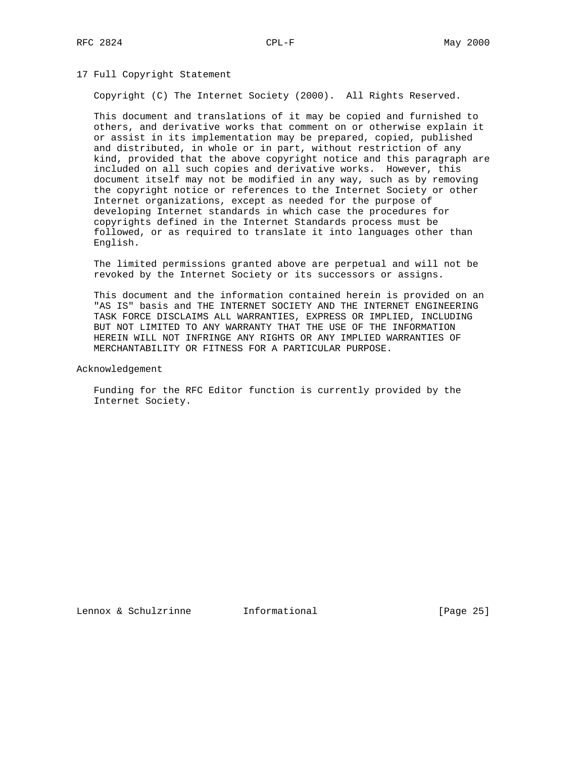## 17 Full Copyright Statement

Copyright (C) The Internet Society (2000). All Rights Reserved.

This document and translations of it may be copied and furnished to others, and derivative works that comment on or otherwise explain it or assist in its implementation may be prepared, copied, published and distributed, in whole or in part, without restriction of any kind, provided that the above copyright notice and this paragraph are included on all such copies and derivative works. However, this document itself may not be modified in any way, such as by removing the copyright notice or references to the Internet Society or other Internet organizations, except as needed for the purpose of developing Internet standards in which case the procedures for copyrights defined in the Internet Standards process must be followed, or as required to translate it into languages other than English.

The limited permissions granted above are perpetual and will not be revoked by the Internet Society or its successors or assigns.

This document and the information contained herein is provided on an "AS IS" basis and THE INTERNET SOCIETY AND THE INTERNET ENGINEERING TASK FORCE DISCLAIMS ALL WARRANTIES, EXPRESS OR IMPLIED, INCLUDING BUT NOT LIMITED TO ANY WARRANTY THAT THE USE OF THE INFORMATION HEREIN WILL NOT INFRINGE ANY RIGHTS OR ANY IMPLIED WARRANTIES OF MERCHANTABILITY OR FITNESS FOR A PARTICULAR PURPOSE.

## Acknowledgement

Funding for the RFC Editor function is currently provided by the Internet Society.